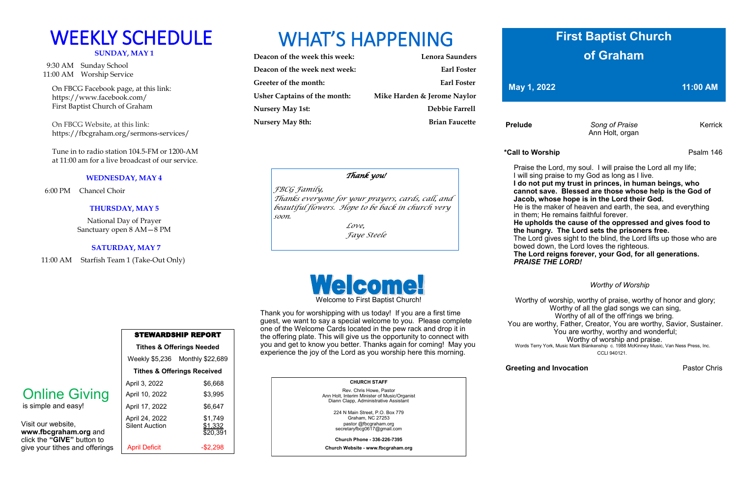# WEEKLY SCHEDULE

**SUNDAY, MAY 1**

9:30 AM Sunday School
11:00 AM Worship Service

On FBCG Facebook page, at this link:
https://www.facebook.com/
First Baptist Church of Graham

On FBCG Website, at this link:
https://fbcgraham.org/sermons-services/

Tune in to radio station 104.5-FM or 1200-AM at 11:00 am for a live broadcast of our service.

**WEDNESDAY, MAY 4**

6:00 PM Chancel Choir

**THURSDAY, MAY 5**

National Day of Prayer
Sanctuary open 8 AM—8 PM

**SATURDAY, MAY 7**

11:00 AM Starfish Team 1 (Take-Out Only)

## Online Giving

is simple and easy!

Visit our website, **www.fbcgraham.org** and click the **"GIVE"** button to give your tithes and offerings

| STEWARDSHIP REPORT | |
|---|---|
| **Tithes & Offerings Needed** | |
| Weekly $5,236 | Monthly $22,689 |
| **Tithes & Offerings Received** | |
| April 3, 2022 | $6,668 |
| April 10, 2022 | $3,995 |
| April 17, 2022 | $6,647 |
| April 24, 2022<br>Silent Auction | $1,749<br>$1,332<br>$20,391 |
| April Deficit | -$2,298 |

# WHAT'S HAPPENING

| | |
|---|---|
| **Deacon of the week this week:** | **Lenora Saunders** |
| **Deacon of the week next week:** | **Earl Foster** |
| **Greeter of the month:** | **Earl Foster** |
| **Usher Captains of the month:** | **Mike Harden & Jerome Naylor** |
| **Nursery May 1st:** | **Debbie Farrell** |
| **Nursery May 8th:** | **Brian Faucette** |

*Thank you!*

*FBCG Family,*
*Thanks everyone for your prayers, cards, call, and beautiful flowers. Hope to be back in church very soon.*
*Love,*
*Faye Steele*

# Welcome!

Welcome to First Baptist Church!

Thank you for worshipping with us today! If you are a first time guest, we want to say a special welcome to you. Please complete one of the Welcome Cards located in the pew rack and drop it in the offering plate. This will give us the opportunity to connect with you and get to know you better. Thanks again for coming! May you experience the joy of the Lord as you worship here this morning.

**CHURCH STAFF**

Rev. Chris Howe, Pastor
Ann Holt, Interim Minister of Music/Organist
Diann Clapp, Administrative Assistant

224 N Main Street, P.O. Box 779
Graham, NC 27253
pastor @fbcgraham.org
secretaryfbcg0617@gmail.com

**Church Phone - 336-226-7395**

**Church Website - www.fbcgraham.org**

# First Baptist Church of Graham

**May 1, 2022** **11:00 AM**

**Prelude** *Song of Praise* Kerrick
Ann Holt, organ

**\*Call to Worship** Psalm 146

Praise the Lord, my soul. I will praise the Lord all my life; I will sing praise to my God as long as I live.
**I do not put my trust in princes, in human beings, who cannot save. Blessed are those whose help is the God of Jacob, whose hope is in the Lord their God.**
He is the maker of heaven and earth, the sea, and everything in them; He remains faithful forever.
**He upholds the cause of the oppressed and gives food to the hungry. The Lord sets the prisoners free.**
The Lord gives sight to the blind, the Lord lifts up those who are bowed down, the Lord loves the righteous.
**The Lord reigns forever, your God, for all generations.**
***PRAISE THE LORD!***

*Worthy of Worship*

Worthy of worship, worthy of praise, worthy of honor and glory;
Worthy of all the glad songs we can sing,
Worthy of all of the off'rings we bring.
You are worthy, Father, Creator, You are worthy, Savior, Sustainer.
You are worthy, worthy and wonderful;
Worthy of worship and praise.
Words Terry York, Music Mark Blankenship c. 1988 McKinney Music, Van Ness Press, Inc.
CCLI 940121.

**Greeting and Invocation** Pastor Chris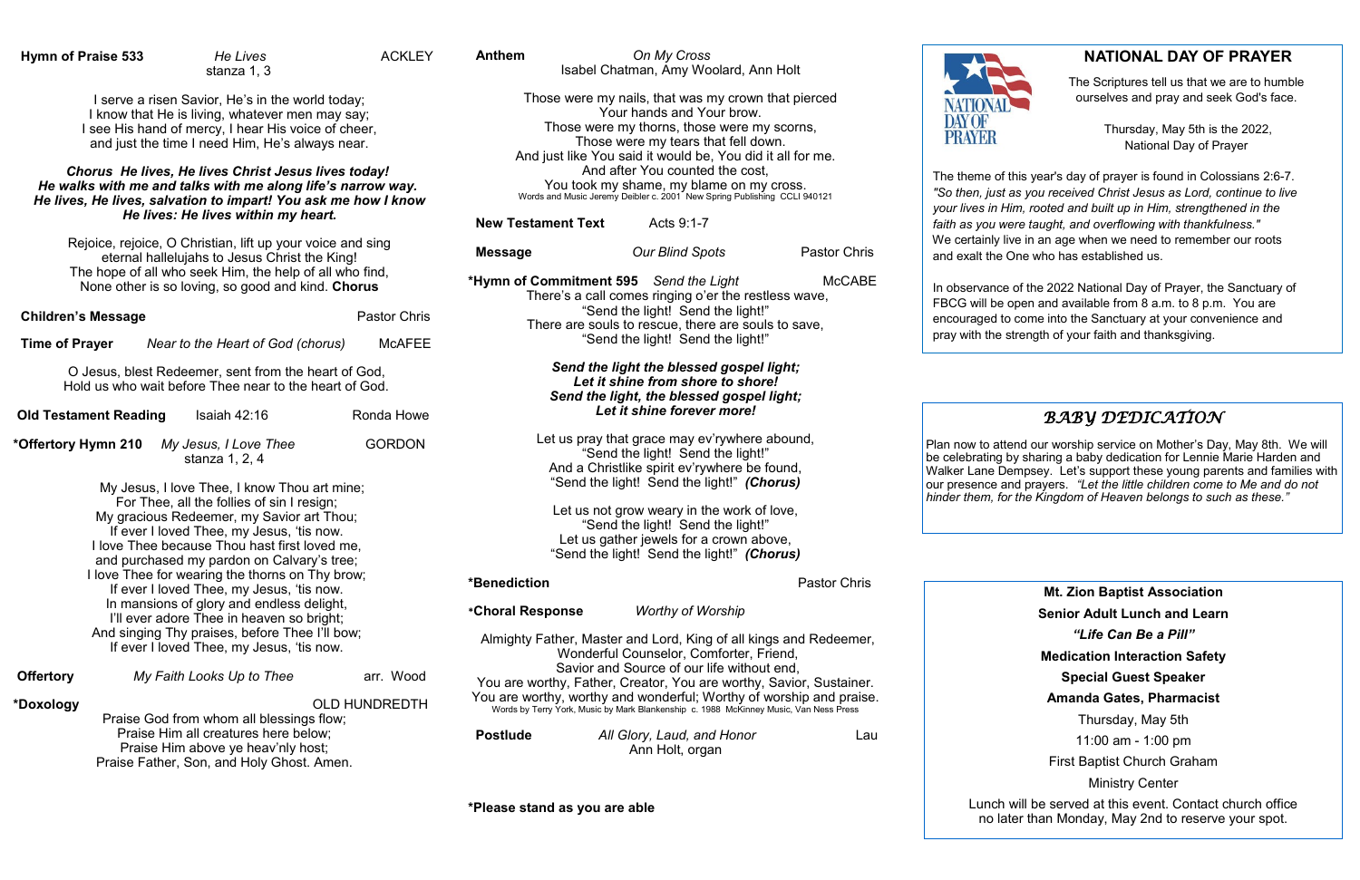**Hymn of Praise 533** *He Lives* stanza 1, 3 ACKLEY

I serve a risen Savior, He's in the world today;
I know that He is living, whatever men may say;
I see His hand of mercy, I hear His voice of cheer,
and just the time I need Him, He's always near.

***Chorus He lives, He lives Christ Jesus lives today!***
***He walks with me and talks with me along life's narrow way.***
***He lives, He lives, salvation to impart! You ask me how I know***
***He lives: He lives within my heart.***

Rejoice, rejoice, O Christian, lift up your voice and sing
eternal hallelujahs to Jesus Christ the King!
The hope of all who seek Him, the help of all who find,
None other is so loving, so good and kind. **Chorus**

**Children's Message** Pastor Chris

**Time of Prayer** *Near to the Heart of God (chorus)* McAFEE

O Jesus, blest Redeemer, sent from the heart of God,
Hold us who wait before Thee near to the heart of God.

**Old Testament Reading** Isaiah 42:16 Ronda Howe

***Offertory Hymn 210** *My Jesus, I Love Thee* stanza 1, 2, 4 GORDON

My Jesus, I love Thee, I know Thou art mine;
For Thee, all the follies of sin I resign;
My gracious Redeemer, my Savior art Thou;
If ever I loved Thee, my Jesus, 'tis now.
I love Thee because Thou hast first loved me,
and purchased my pardon on Calvary's tree;
I love Thee for wearing the thorns on Thy brow;
If ever I loved Thee, my Jesus, 'tis now.
In mansions of glory and endless delight,
I'll ever adore Thee in heaven so bright;
And singing Thy praises, before Thee I'll bow;
If ever I loved Thee, my Jesus, 'tis now.

**Offertory** *My Faith Looks Up to Thee* arr. Wood

***Doxology** OLD HUNDREDTH

Praise God from whom all blessings flow;
Praise Him all creatures here below;
Praise Him above ye heav'nly host;
Praise Father, Son, and Holy Ghost. Amen.

**Anthem** *On My Cross*
Isabel Chatman, Amy Woolard, Ann Holt

Those were my nails, that was my crown that pierced
Your hands and Your brow.
Those were my thorns, those were my scorns,
Those were my tears that fell down.
And just like You said it would be, You did it all for me.
And after You counted the cost,
You took my shame, my blame on my cross.
Words and Music Jeremy Deibler c. 2001 New Spring Publishing CCLI 940121

**New Testament Text** Acts 9:1-7

**Message** *Our Blind Spots* Pastor Chris

***Hymn of Commitment 595** *Send the Light* McCABE

There's a call comes ringing o'er the restless wave,
"Send the light! Send the light!"
There are souls to rescue, there are souls to save,
"Send the light! Send the light!"

***Send the light the blessed gospel light;***
***Let it shine from shore to shore!***
***Send the light, the blessed gospel light;***
***Let it shine forever more!***

Let us pray that grace may ev'rywhere abound,
"Send the light! Send the light!"
And a Christlike spirit ev'rywhere be found,
"Send the light! Send the light!" ***(Chorus)***

Let us not grow weary in the work of love,
"Send the light! Send the light!"
Let us gather jewels for a crown above,
"Send the light! Send the light!" ***(Chorus)***

***Benediction** Pastor Chris

***Choral Response** *Worthy of Worship*

Almighty Father, Master and Lord, King of all kings and Redeemer,
Wonderful Counselor, Comforter, Friend,
Savior and Source of our life without end,
You are worthy, Father, Creator, You are worthy, Savior, Sustainer.
You are worthy, worthy and wonderful; Worthy of worship and praise.
Words by Terry York, Music by Mark Blankenship c. 1988 McKinney Music, Van Ness Press

**Postlude** *All Glory, Laud, and Honor* Lau
Ann Holt, organ

***Please stand as you are able**

## NATIONAL DAY OF PRAYER

The Scriptures tell us that we are to humble ourselves and pray and seek God's face.

Thursday, May 5th is the 2022, National Day of Prayer

The theme of this year's day of prayer is found in Colossians 2:6-7. *"So then, just as you received Christ Jesus as Lord, continue to live your lives in Him, rooted and built up in Him, strengthened in the faith as you were taught, and overflowing with thankfulness."* We certainly live in an age when we need to remember our roots and exalt the One who has established us.

In observance of the 2022 National Day of Prayer, the Sanctuary of FBCG will be open and available from 8 a.m. to 8 p.m. You are encouraged to come into the Sanctuary at your convenience and pray with the strength of your faith and thanksgiving.

## *BABY DEDICATION*

Plan now to attend our worship service on Mother's Day, May 8th. We will be celebrating by sharing a baby dedication for Lennie Marie Harden and Walker Lane Dempsey. Let's support these young parents and families with our presence and prayers. *"Let the little children come to Me and do not hinder them, for the Kingdom of Heaven belongs to such as these."*

**Mt. Zion Baptist Association**

**Senior Adult Lunch and Learn**

***"Life Can Be a Pill"***

**Medication Interaction Safety**

**Special Guest Speaker**

**Amanda Gates, Pharmacist**

Thursday, May 5th

11:00 am - 1:00 pm

First Baptist Church Graham

Ministry Center

Lunch will be served at this event. Contact church office no later than Monday, May 2nd to reserve your spot.